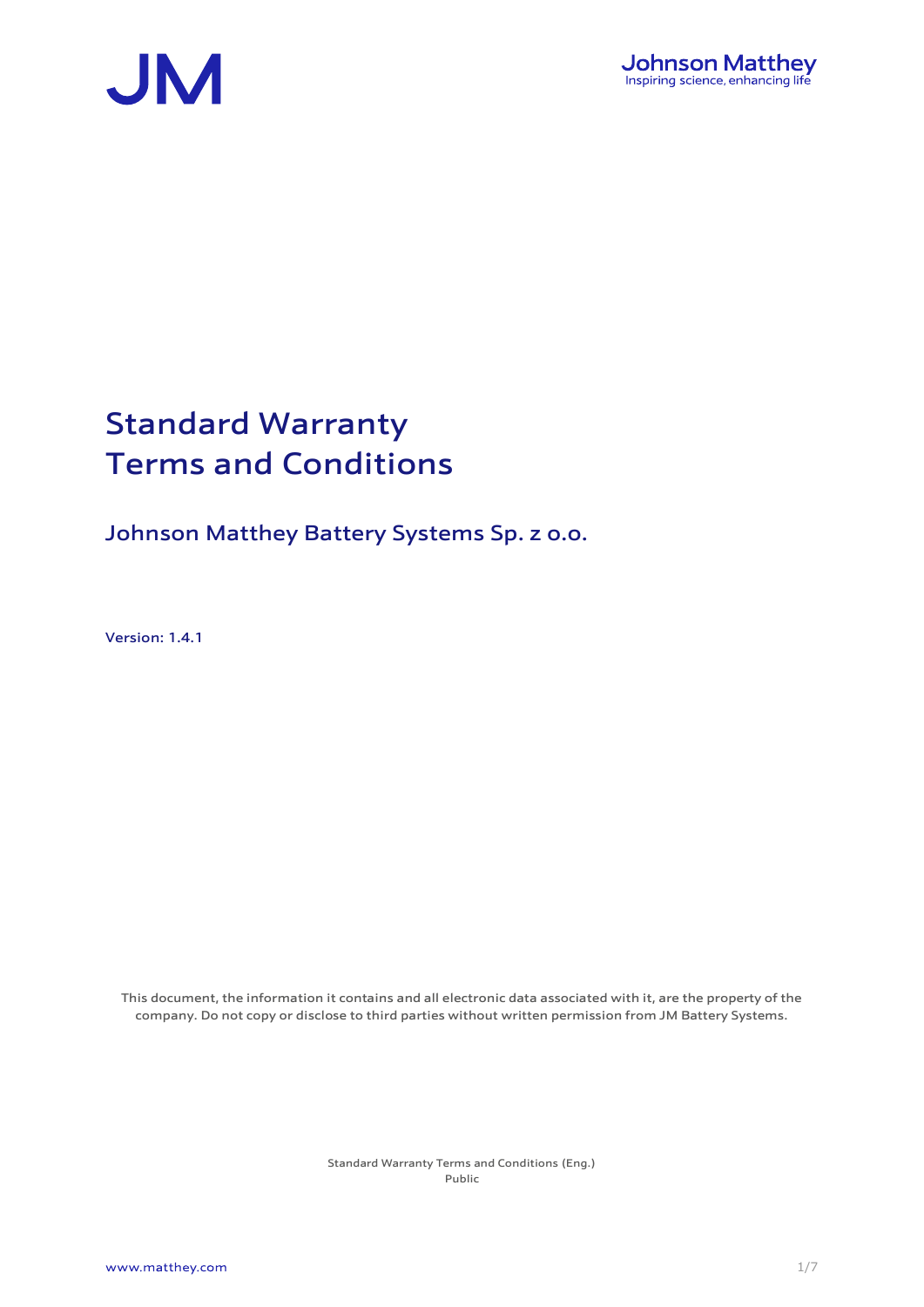# Standard Warranty Terms and Conditions

## Johnson Matthey Battery Systems Sp. z o.o.

Version: 1.4.1

This document, the information it contains and all electronic data associated with it, are the property of the company. Do not copy or disclose to third parties without written permission from JM Battery Systems.

Standard Warranty Terms and Conditions (Eng.)
Public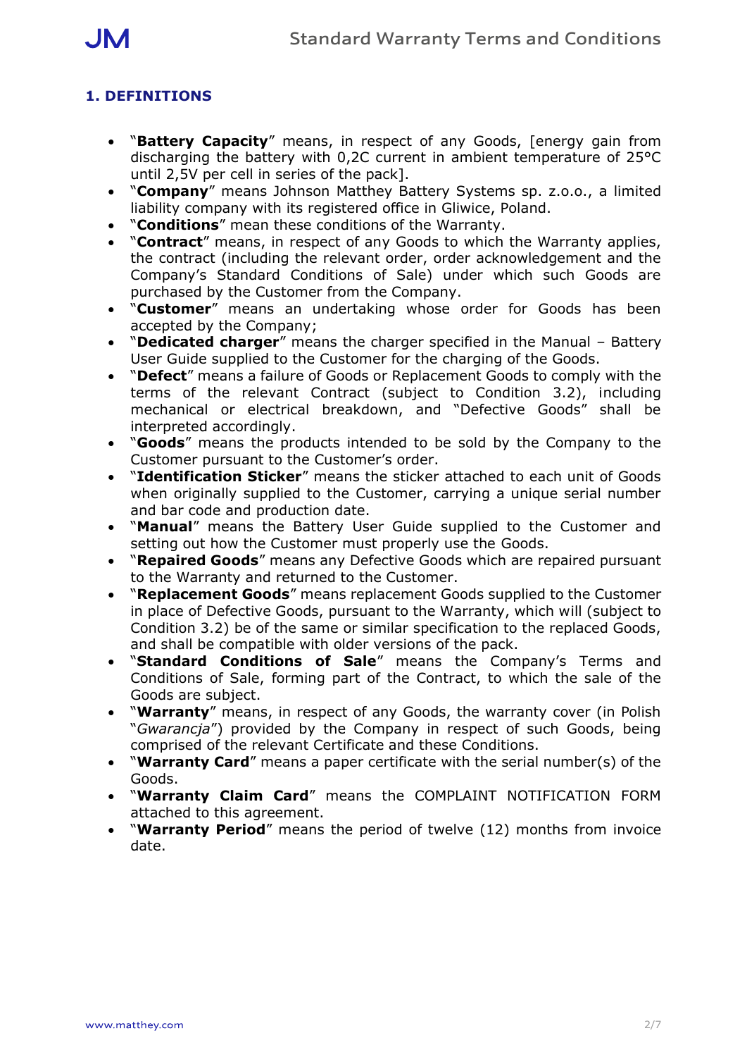## 1. DEFINITIONS

- "**Battery Capacity**" means, in respect of any Goods, [energy gain from discharging the battery with 0,2C current in ambient temperature of 25°C until 2,5V per cell in series of the pack].
- "**Company**" means Johnson Matthey Battery Systems sp. z.o.o., a limited liability company with its registered office in Gliwice, Poland.
- "**Conditions**" mean these conditions of the Warranty.
- "**Contract**" means, in respect of any Goods to which the Warranty applies, the contract (including the relevant order, order acknowledgement and the Company's Standard Conditions of Sale) under which such Goods are purchased by the Customer from the Company.
- "**Customer**" means an undertaking whose order for Goods has been accepted by the Company;
- "**Dedicated charger**" means the charger specified in the Manual – Battery User Guide supplied to the Customer for the charging of the Goods.
- "**Defect**" means a failure of Goods or Replacement Goods to comply with the terms of the relevant Contract (subject to Condition 3.2), including mechanical or electrical breakdown, and "Defective Goods" shall be interpreted accordingly.
- "**Goods**" means the products intended to be sold by the Company to the Customer pursuant to the Customer's order.
- "**Identification Sticker**" means the sticker attached to each unit of Goods when originally supplied to the Customer, carrying a unique serial number and bar code and production date.
- "**Manual**" means the Battery User Guide supplied to the Customer and setting out how the Customer must properly use the Goods.
- "**Repaired Goods**" means any Defective Goods which are repaired pursuant to the Warranty and returned to the Customer.
- "**Replacement Goods**" means replacement Goods supplied to the Customer in place of Defective Goods, pursuant to the Warranty, which will (subject to Condition 3.2) be of the same or similar specification to the replaced Goods, and shall be compatible with older versions of the pack.
- "**Standard Conditions of Sale**" means the Company's Terms and Conditions of Sale, forming part of the Contract, to which the sale of the Goods are subject.
- "**Warranty**" means, in respect of any Goods, the warranty cover (in Polish "*Gwarancja*") provided by the Company in respect of such Goods, being comprised of the relevant Certificate and these Conditions.
- "**Warranty Card**" means a paper certificate with the serial number(s) of the Goods.
- "**Warranty Claim Card**" means the COMPLAINT NOTIFICATION FORM attached to this agreement.
- "**Warranty Period**" means the period of twelve (12) months from invoice date.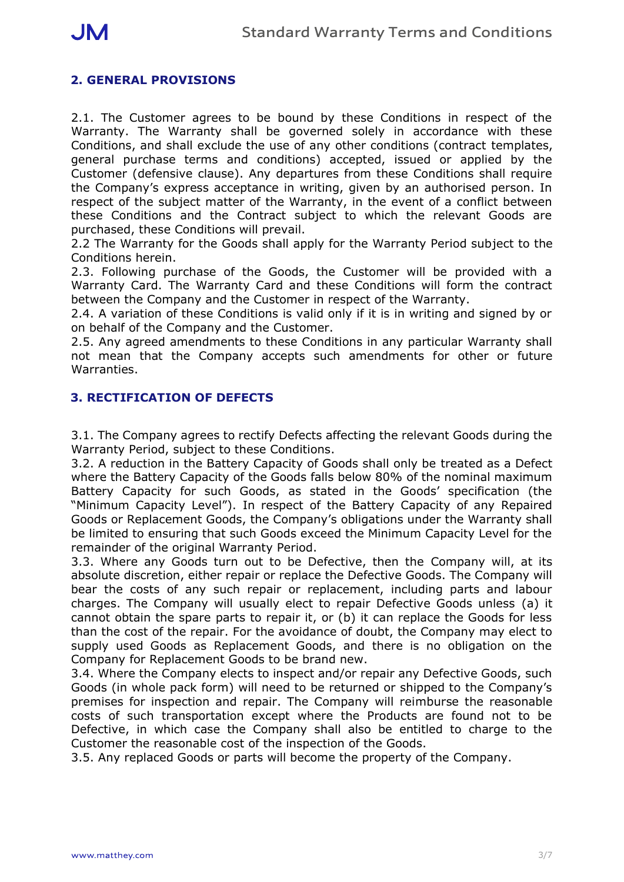## 2. GENERAL PROVISIONS

2.1. The Customer agrees to be bound by these Conditions in respect of the Warranty. The Warranty shall be governed solely in accordance with these Conditions, and shall exclude the use of any other conditions (contract templates, general purchase terms and conditions) accepted, issued or applied by the Customer (defensive clause). Any departures from these Conditions shall require the Company's express acceptance in writing, given by an authorised person. In respect of the subject matter of the Warranty, in the event of a conflict between these Conditions and the Contract subject to which the relevant Goods are purchased, these Conditions will prevail.
2.2 The Warranty for the Goods shall apply for the Warranty Period subject to the Conditions herein.
2.3. Following purchase of the Goods, the Customer will be provided with a Warranty Card. The Warranty Card and these Conditions will form the contract between the Company and the Customer in respect of the Warranty.
2.4. A variation of these Conditions is valid only if it is in writing and signed by or on behalf of the Company and the Customer.
2.5. Any agreed amendments to these Conditions in any particular Warranty shall not mean that the Company accepts such amendments for other or future Warranties.

## 3. RECTIFICATION OF DEFECTS

3.1. The Company agrees to rectify Defects affecting the relevant Goods during the Warranty Period, subject to these Conditions.
3.2. A reduction in the Battery Capacity of Goods shall only be treated as a Defect where the Battery Capacity of the Goods falls below 80% of the nominal maximum Battery Capacity for such Goods, as stated in the Goods' specification (the "Minimum Capacity Level"). In respect of the Battery Capacity of any Repaired Goods or Replacement Goods, the Company's obligations under the Warranty shall be limited to ensuring that such Goods exceed the Minimum Capacity Level for the remainder of the original Warranty Period.
3.3. Where any Goods turn out to be Defective, then the Company will, at its absolute discretion, either repair or replace the Defective Goods. The Company will bear the costs of any such repair or replacement, including parts and labour charges. The Company will usually elect to repair Defective Goods unless (a) it cannot obtain the spare parts to repair it, or (b) it can replace the Goods for less than the cost of the repair. For the avoidance of doubt, the Company may elect to supply used Goods as Replacement Goods, and there is no obligation on the Company for Replacement Goods to be brand new.
3.4. Where the Company elects to inspect and/or repair any Defective Goods, such Goods (in whole pack form) will need to be returned or shipped to the Company's premises for inspection and repair. The Company will reimburse the reasonable costs of such transportation except where the Products are found not to be Defective, in which case the Company shall also be entitled to charge to the Customer the reasonable cost of the inspection of the Goods.
3.5. Any replaced Goods or parts will become the property of the Company.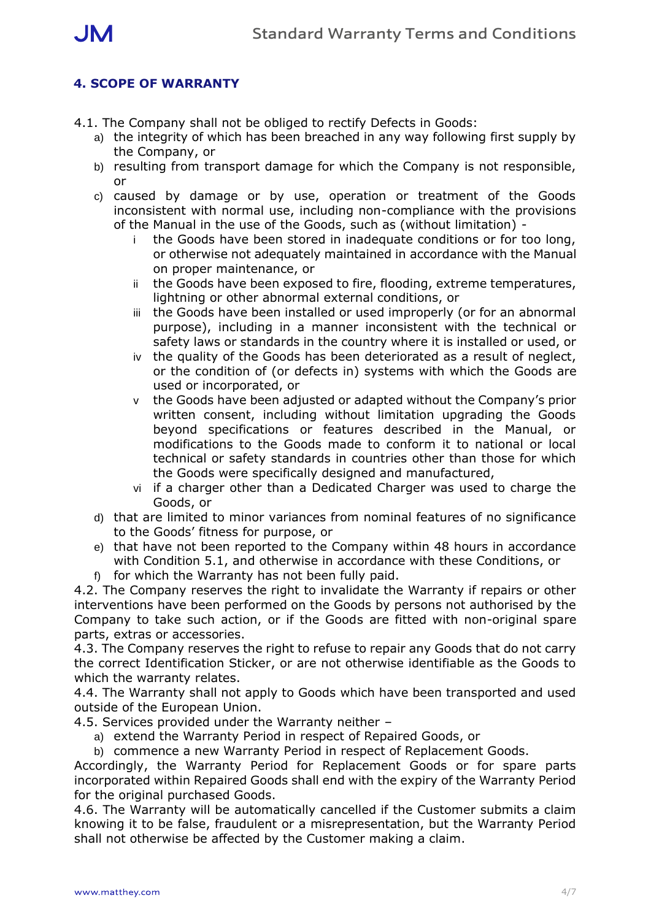## 4. SCOPE OF WARRANTY

4.1. The Company shall not be obliged to rectify Defects in Goods:

a) the integrity of which has been breached in any way following first supply by the Company, or
b) resulting from transport damage for which the Company is not responsible, or
c) caused by damage or by use, operation or treatment of the Goods inconsistent with normal use, including non-compliance with the provisions of the Manual in the use of the Goods, such as (without limitation) -
   i. the Goods have been stored in inadequate conditions or for too long, or otherwise not adequately maintained in accordance with the Manual on proper maintenance, or
   ii. the Goods have been exposed to fire, flooding, extreme temperatures, lightning or other abnormal external conditions, or
   iii. the Goods have been installed or used improperly (or for an abnormal purpose), including in a manner inconsistent with the technical or safety laws or standards in the country where it is installed or used, or
   iv. the quality of the Goods has been deteriorated as a result of neglect, or the condition of (or defects in) systems with which the Goods are used or incorporated, or
   v. the Goods have been adjusted or adapted without the Company's prior written consent, including without limitation upgrading the Goods beyond specifications or features described in the Manual, or modifications to the Goods made to conform it to national or local technical or safety standards in countries other than those for which the Goods were specifically designed and manufactured,
   vi. if a charger other than a Dedicated Charger was used to charge the Goods, or
d) that are limited to minor variances from nominal features of no significance to the Goods' fitness for purpose, or
e) that have not been reported to the Company within 48 hours in accordance with Condition 5.1, and otherwise in accordance with these Conditions, or
f) for which the Warranty has not been fully paid.

4.2. The Company reserves the right to invalidate the Warranty if repairs or other interventions have been performed on the Goods by persons not authorised by the Company to take such action, or if the Goods are fitted with non-original spare parts, extras or accessories.

4.3. The Company reserves the right to refuse to repair any Goods that do not carry the correct Identification Sticker, or are not otherwise identifiable as the Goods to which the warranty relates.

4.4. The Warranty shall not apply to Goods which have been transported and used outside of the European Union.

4.5. Services provided under the Warranty neither –

a) extend the Warranty Period in respect of Repaired Goods, or
b) commence a new Warranty Period in respect of Replacement Goods.

Accordingly, the Warranty Period for Replacement Goods or for spare parts incorporated within Repaired Goods shall end with the expiry of the Warranty Period for the original purchased Goods.

4.6. The Warranty will be automatically cancelled if the Customer submits a claim knowing it to be false, fraudulent or a misrepresentation, but the Warranty Period shall not otherwise be affected by the Customer making a claim.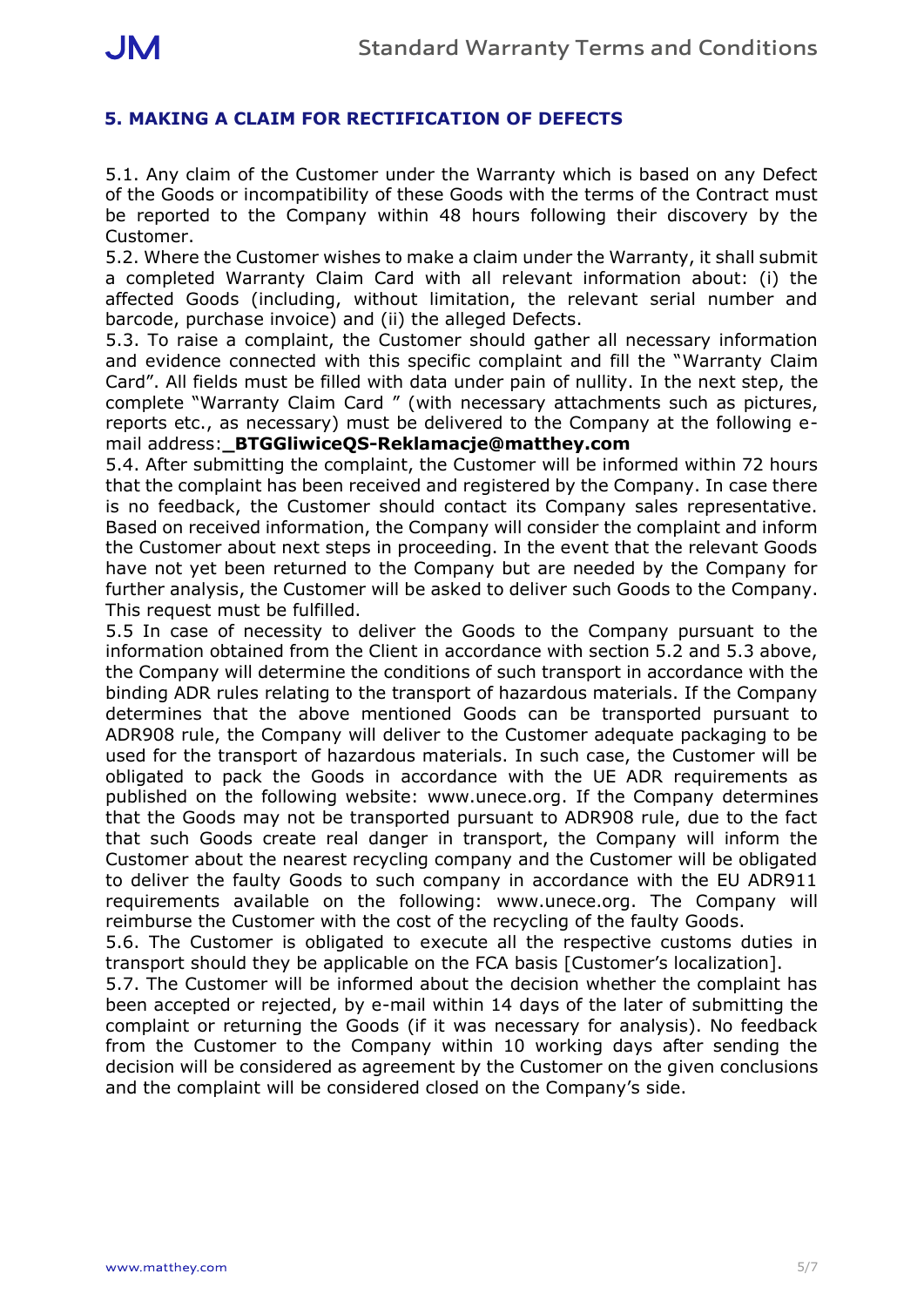## 5. MAKING A CLAIM FOR RECTIFICATION OF DEFECTS

5.1. Any claim of the Customer under the Warranty which is based on any Defect of the Goods or incompatibility of these Goods with the terms of the Contract must be reported to the Company within 48 hours following their discovery by the Customer.

5.2. Where the Customer wishes to make a claim under the Warranty, it shall submit a completed Warranty Claim Card with all relevant information about: (i) the affected Goods (including, without limitation, the relevant serial number and barcode, purchase invoice) and (ii) the alleged Defects.

5.3. To raise a complaint, the Customer should gather all necessary information and evidence connected with this specific complaint and fill the "Warranty Claim Card". All fields must be filled with data under pain of nullity. In the next step, the complete "Warranty Claim Card " (with necessary attachments such as pictures, reports etc., as necessary) must be delivered to the Company at the following e-mail address:**_BTGGliwiceQS-Reklamacje@matthey.com**

5.4. After submitting the complaint, the Customer will be informed within 72 hours that the complaint has been received and registered by the Company. In case there is no feedback, the Customer should contact its Company sales representative. Based on received information, the Company will consider the complaint and inform the Customer about next steps in proceeding. In the event that the relevant Goods have not yet been returned to the Company but are needed by the Company for further analysis, the Customer will be asked to deliver such Goods to the Company. This request must be fulfilled.

5.5 In case of necessity to deliver the Goods to the Company pursuant to the information obtained from the Client in accordance with section 5.2 and 5.3 above, the Company will determine the conditions of such transport in accordance with the binding ADR rules relating to the transport of hazardous materials. If the Company determines that the above mentioned Goods can be transported pursuant to ADR908 rule, the Company will deliver to the Customer adequate packaging to be used for the transport of hazardous materials. In such case, the Customer will be obligated to pack the Goods in accordance with the UE ADR requirements as published on the following website: www.unece.org. If the Company determines that the Goods may not be transported pursuant to ADR908 rule, due to the fact that such Goods create real danger in transport, the Company will inform the Customer about the nearest recycling company and the Customer will be obligated to deliver the faulty Goods to such company in accordance with the EU ADR911 requirements available on the following: www.unece.org. The Company will reimburse the Customer with the cost of the recycling of the faulty Goods.

5.6. The Customer is obligated to execute all the respective customs duties in transport should they be applicable on the FCA basis [Customer's localization].

5.7. The Customer will be informed about the decision whether the complaint has been accepted or rejected, by e-mail within 14 days of the later of submitting the complaint or returning the Goods (if it was necessary for analysis). No feedback from the Customer to the Company within 10 working days after sending the decision will be considered as agreement by the Customer on the given conclusions and the complaint will be considered closed on the Company's side.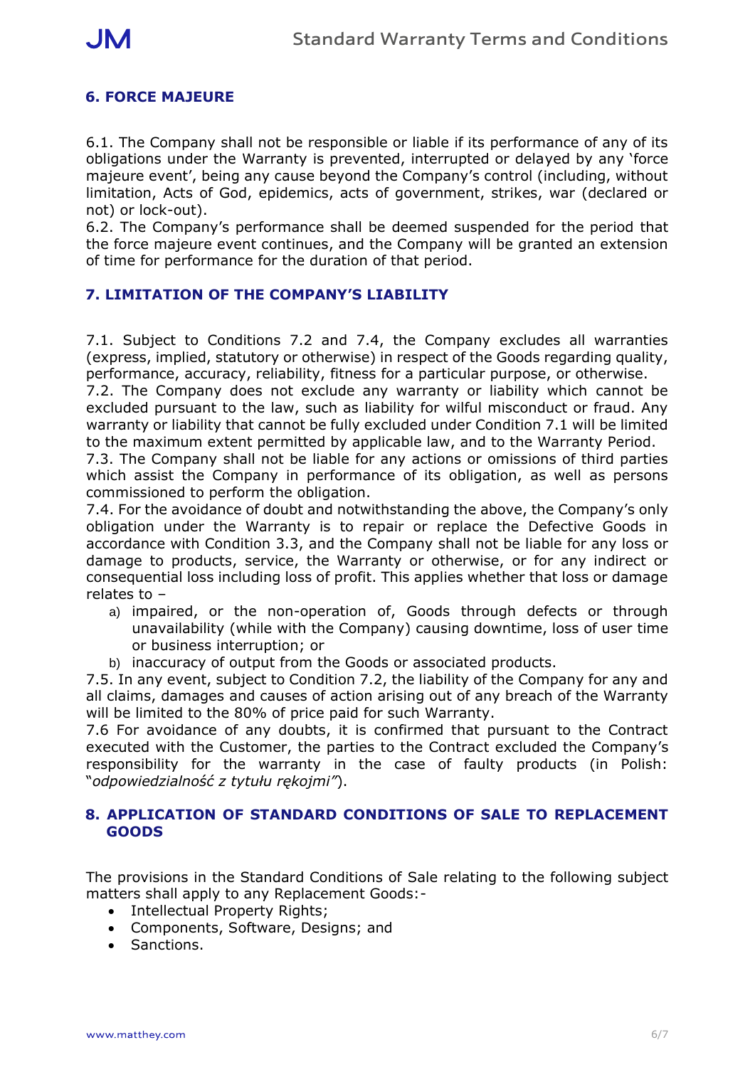## 6. FORCE MAJEURE

6.1. The Company shall not be responsible or liable if its performance of any of its obligations under the Warranty is prevented, interrupted or delayed by any 'force majeure event', being any cause beyond the Company's control (including, without limitation, Acts of God, epidemics, acts of government, strikes, war (declared or not) or lock-out).
6.2. The Company's performance shall be deemed suspended for the period that the force majeure event continues, and the Company will be granted an extension of time for performance for the duration of that period.

## 7. LIMITATION OF THE COMPANY'S LIABILITY

7.1. Subject to Conditions 7.2 and 7.4, the Company excludes all warranties (express, implied, statutory or otherwise) in respect of the Goods regarding quality, performance, accuracy, reliability, fitness for a particular purpose, or otherwise.
7.2. The Company does not exclude any warranty or liability which cannot be excluded pursuant to the law, such as liability for wilful misconduct or fraud. Any warranty or liability that cannot be fully excluded under Condition 7.1 will be limited to the maximum extent permitted by applicable law, and to the Warranty Period.
7.3. The Company shall not be liable for any actions or omissions of third parties which assist the Company in performance of its obligation, as well as persons commissioned to perform the obligation.
7.4. For the avoidance of doubt and notwithstanding the above, the Company's only obligation under the Warranty is to repair or replace the Defective Goods in accordance with Condition 3.3, and the Company shall not be liable for any loss or damage to products, service, the Warranty or otherwise, or for any indirect or consequential loss including loss of profit. This applies whether that loss or damage relates to –

a) impaired, or the non-operation of, Goods through defects or through unavailability (while with the Company) causing downtime, loss of user time or business interruption; or
b) inaccuracy of output from the Goods or associated products.

7.5. In any event, subject to Condition 7.2, the liability of the Company for any and all claims, damages and causes of action arising out of any breach of the Warranty will be limited to the 80% of price paid for such Warranty.
7.6 For avoidance of any doubts, it is confirmed that pursuant to the Contract executed with the Customer, the parties to the Contract excluded the Company's responsibility for the warranty in the case of faulty products (in Polish: "*odpowiedzialność z tytułu rękojmi*").

## 8. APPLICATION OF STANDARD CONDITIONS OF SALE TO REPLACEMENT GOODS

The provisions in the Standard Conditions of Sale relating to the following subject matters shall apply to any Replacement Goods:-

- Intellectual Property Rights;
- Components, Software, Designs; and
- Sanctions.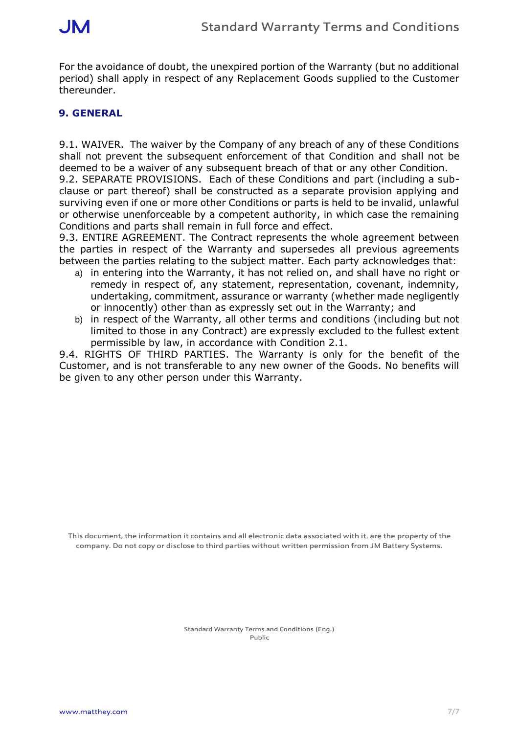For the avoidance of doubt, the unexpired portion of the Warranty (but no additional period) shall apply in respect of any Replacement Goods supplied to the Customer thereunder.

## 9. GENERAL

9.1. WAIVER. The waiver by the Company of any breach of any of these Conditions shall not prevent the subsequent enforcement of that Condition and shall not be deemed to be a waiver of any subsequent breach of that or any other Condition.
9.2. SEPARATE PROVISIONS. Each of these Conditions and part (including a sub-clause or part thereof) shall be constructed as a separate provision applying and surviving even if one or more other Conditions or parts is held to be invalid, unlawful or otherwise unenforceable by a competent authority, in which case the remaining Conditions and parts shall remain in full force and effect.
9.3. ENTIRE AGREEMENT. The Contract represents the whole agreement between the parties in respect of the Warranty and supersedes all previous agreements between the parties relating to the subject matter. Each party acknowledges that:

a) in entering into the Warranty, it has not relied on, and shall have no right or remedy in respect of, any statement, representation, covenant, indemnity, undertaking, commitment, assurance or warranty (whether made negligently or innocently) other than as expressly set out in the Warranty; and
b) in respect of the Warranty, all other terms and conditions (including but not limited to those in any Contract) are expressly excluded to the fullest extent permissible by law, in accordance with Condition 2.1.

9.4. RIGHTS OF THIRD PARTIES. The Warranty is only for the benefit of the Customer, and is not transferable to any new owner of the Goods. No benefits will be given to any other person under this Warranty.

This document, the information it contains and all electronic data associated with it, are the property of the company. Do not copy or disclose to third parties without written permission from JM Battery Systems.